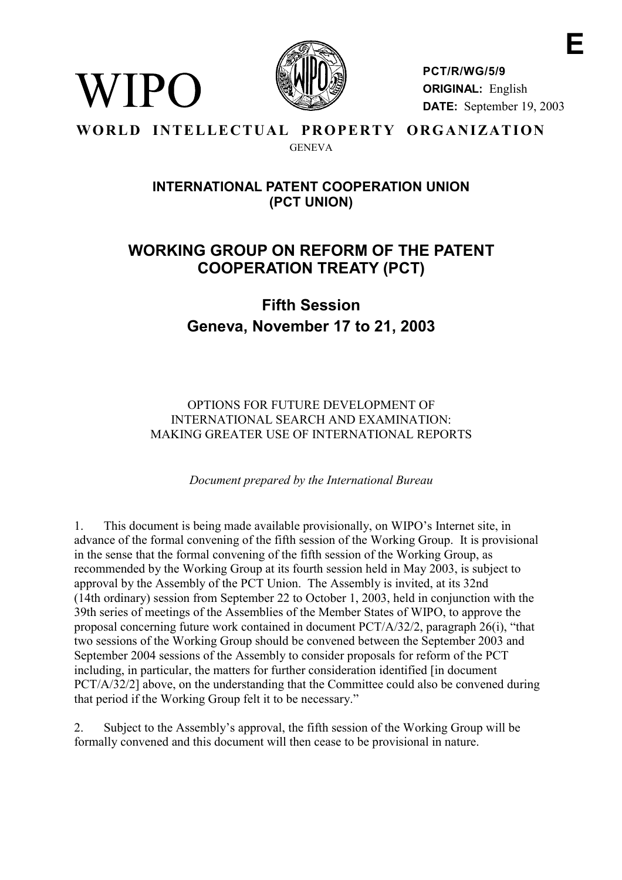E

WIPO

**PCT/R/WG/5/9**
**ORIGINAL:** English
**DATE:** September 19, 2003

**WORLD INTELLECTUAL PROPERTY ORGANIZATION**
GENEVA

## INTERNATIONAL PATENT COOPERATION UNION (PCT UNION)

# WORKING GROUP ON REFORM OF THE PATENT COOPERATION TREATY (PCT)

## Fifth Session
## Geneva, November 17 to 21, 2003

OPTIONS FOR FUTURE DEVELOPMENT OF INTERNATIONAL SEARCH AND EXAMINATION: MAKING GREATER USE OF INTERNATIONAL REPORTS

*Document prepared by the International Bureau*

1. This document is being made available provisionally, on WIPO's Internet site, in advance of the formal convening of the fifth session of the Working Group. It is provisional in the sense that the formal convening of the fifth session of the Working Group, as recommended by the Working Group at its fourth session held in May 2003, is subject to approval by the Assembly of the PCT Union. The Assembly is invited, at its 32nd (14th ordinary) session from September 22 to October 1, 2003, held in conjunction with the 39th series of meetings of the Assemblies of the Member States of WIPO, to approve the proposal concerning future work contained in document PCT/A/32/2, paragraph 26(i), "that two sessions of the Working Group should be convened between the September 2003 and September 2004 sessions of the Assembly to consider proposals for reform of the PCT including, in particular, the matters for further consideration identified [in document PCT/A/32/2] above, on the understanding that the Committee could also be convened during that period if the Working Group felt it to be necessary."

2. Subject to the Assembly's approval, the fifth session of the Working Group will be formally convened and this document will then cease to be provisional in nature.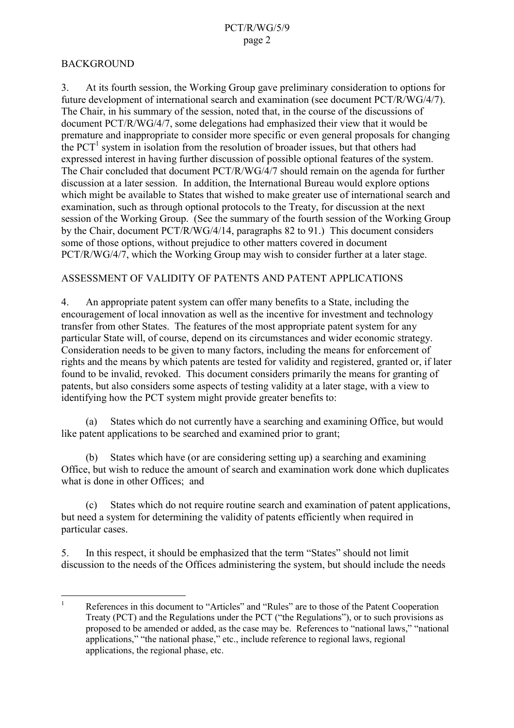## BACKGROUND

3. At its fourth session, the Working Group gave preliminary consideration to options for future development of international search and examination (see document PCT/R/WG/4/7). The Chair, in his summary of the session, noted that, in the course of the discussions of document PCT/R/WG/4/7, some delegations had emphasized their view that it would be premature and inappropriate to consider more specific or even general proposals for changing the PCT[1] system in isolation from the resolution of broader issues, but that others had expressed interest in having further discussion of possible optional features of the system. The Chair concluded that document PCT/R/WG/4/7 should remain on the agenda for further discussion at a later session. In addition, the International Bureau would explore options which might be available to States that wished to make greater use of international search and examination, such as through optional protocols to the Treaty, for discussion at the next session of the Working Group. (See the summary of the fourth session of the Working Group by the Chair, document PCT/R/WG/4/14, paragraphs 82 to 91.) This document considers some of those options, without prejudice to other matters covered in document PCT/R/WG/4/7, which the Working Group may wish to consider further at a later stage.

## ASSESSMENT OF VALIDITY OF PATENTS AND PATENT APPLICATIONS

4. An appropriate patent system can offer many benefits to a State, including the encouragement of local innovation as well as the incentive for investment and technology transfer from other States. The features of the most appropriate patent system for any particular State will, of course, depend on its circumstances and wider economic strategy. Consideration needs to be given to many factors, including the means for enforcement of rights and the means by which patents are tested for validity and registered, granted or, if later found to be invalid, revoked. This document considers primarily the means for granting of patents, but also considers some aspects of testing validity at a later stage, with a view to identifying how the PCT system might provide greater benefits to:

(a) States which do not currently have a searching and examining Office, but would like patent applications to be searched and examined prior to grant;

(b) States which have (or are considering setting up) a searching and examining Office, but wish to reduce the amount of search and examination work done which duplicates what is done in other Offices; and

(c) States which do not require routine search and examination of patent applications, but need a system for determining the validity of patents efficiently when required in particular cases.

5. In this respect, it should be emphasized that the term "States" should not limit discussion to the needs of the Offices administering the system, but should include the needs

---

[1] References in this document to "Articles" and "Rules" are to those of the Patent Cooperation Treaty (PCT) and the Regulations under the PCT ("the Regulations"), or to such provisions as proposed to be amended or added, as the case may be. References to "national laws," "national applications," "the national phase," etc., include reference to regional laws, regional applications, the regional phase, etc.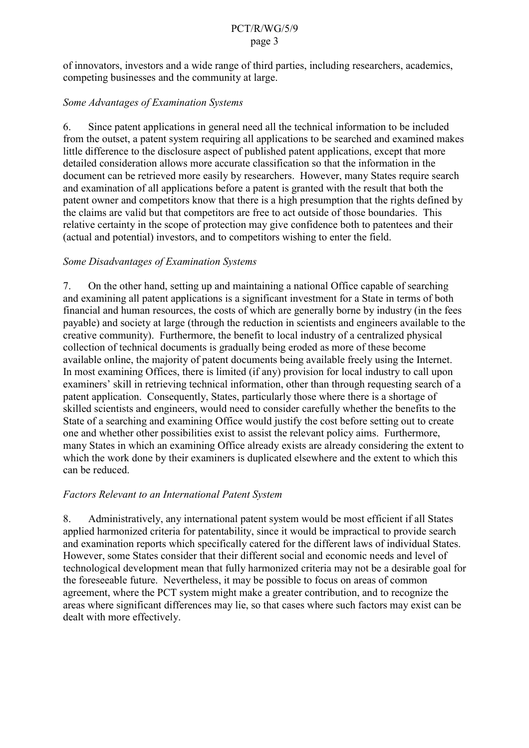of innovators, investors and a wide range of third parties, including researchers, academics, competing businesses and the community at large.

*Some Advantages of Examination Systems*

6. Since patent applications in general need all the technical information to be included from the outset, a patent system requiring all applications to be searched and examined makes little difference to the disclosure aspect of published patent applications, except that more detailed consideration allows more accurate classification so that the information in the document can be retrieved more easily by researchers. However, many States require search and examination of all applications before a patent is granted with the result that both the patent owner and competitors know that there is a high presumption that the rights defined by the claims are valid but that competitors are free to act outside of those boundaries. This relative certainty in the scope of protection may give confidence both to patentees and their (actual and potential) investors, and to competitors wishing to enter the field.

*Some Disadvantages of Examination Systems*

7. On the other hand, setting up and maintaining a national Office capable of searching and examining all patent applications is a significant investment for a State in terms of both financial and human resources, the costs of which are generally borne by industry (in the fees payable) and society at large (through the reduction in scientists and engineers available to the creative community). Furthermore, the benefit to local industry of a centralized physical collection of technical documents is gradually being eroded as more of these become available online, the majority of patent documents being available freely using the Internet. In most examining Offices, there is limited (if any) provision for local industry to call upon examiners' skill in retrieving technical information, other than through requesting search of a patent application. Consequently, States, particularly those where there is a shortage of skilled scientists and engineers, would need to consider carefully whether the benefits to the State of a searching and examining Office would justify the cost before setting out to create one and whether other possibilities exist to assist the relevant policy aims. Furthermore, many States in which an examining Office already exists are already considering the extent to which the work done by their examiners is duplicated elsewhere and the extent to which this can be reduced.

*Factors Relevant to an International Patent System*

8. Administratively, any international patent system would be most efficient if all States applied harmonized criteria for patentability, since it would be impractical to provide search and examination reports which specifically catered for the different laws of individual States. However, some States consider that their different social and economic needs and level of technological development mean that fully harmonized criteria may not be a desirable goal for the foreseeable future. Nevertheless, it may be possible to focus on areas of common agreement, where the PCT system might make a greater contribution, and to recognize the areas where significant differences may lie, so that cases where such factors may exist can be dealt with more effectively.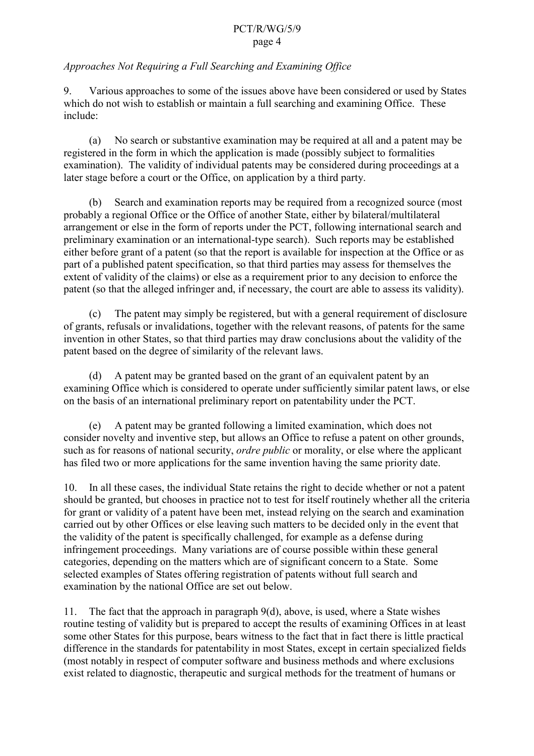*Approaches Not Requiring a Full Searching and Examining Office*

9. Various approaches to some of the issues above have been considered or used by States which do not wish to establish or maintain a full searching and examining Office. These include:

(a) No search or substantive examination may be required at all and a patent may be registered in the form in which the application is made (possibly subject to formalities examination). The validity of individual patents may be considered during proceedings at a later stage before a court or the Office, on application by a third party.

(b) Search and examination reports may be required from a recognized source (most probably a regional Office or the Office of another State, either by bilateral/multilateral arrangement or else in the form of reports under the PCT, following international search and preliminary examination or an international-type search). Such reports may be established either before grant of a patent (so that the report is available for inspection at the Office or as part of a published patent specification, so that third parties may assess for themselves the extent of validity of the claims) or else as a requirement prior to any decision to enforce the patent (so that the alleged infringer and, if necessary, the court are able to assess its validity).

(c) The patent may simply be registered, but with a general requirement of disclosure of grants, refusals or invalidations, together with the relevant reasons, of patents for the same invention in other States, so that third parties may draw conclusions about the validity of the patent based on the degree of similarity of the relevant laws.

(d) A patent may be granted based on the grant of an equivalent patent by an examining Office which is considered to operate under sufficiently similar patent laws, or else on the basis of an international preliminary report on patentability under the PCT.

(e) A patent may be granted following a limited examination, which does not consider novelty and inventive step, but allows an Office to refuse a patent on other grounds, such as for reasons of national security, *ordre public* or morality, or else where the applicant has filed two or more applications for the same invention having the same priority date.

10. In all these cases, the individual State retains the right to decide whether or not a patent should be granted, but chooses in practice not to test for itself routinely whether all the criteria for grant or validity of a patent have been met, instead relying on the search and examination carried out by other Offices or else leaving such matters to be decided only in the event that the validity of the patent is specifically challenged, for example as a defense during infringement proceedings. Many variations are of course possible within these general categories, depending on the matters which are of significant concern to a State. Some selected examples of States offering registration of patents without full search and examination by the national Office are set out below.

11. The fact that the approach in paragraph 9(d), above, is used, where a State wishes routine testing of validity but is prepared to accept the results of examining Offices in at least some other States for this purpose, bears witness to the fact that in fact there is little practical difference in the standards for patentability in most States, except in certain specialized fields (most notably in respect of computer software and business methods and where exclusions exist related to diagnostic, therapeutic and surgical methods for the treatment of humans or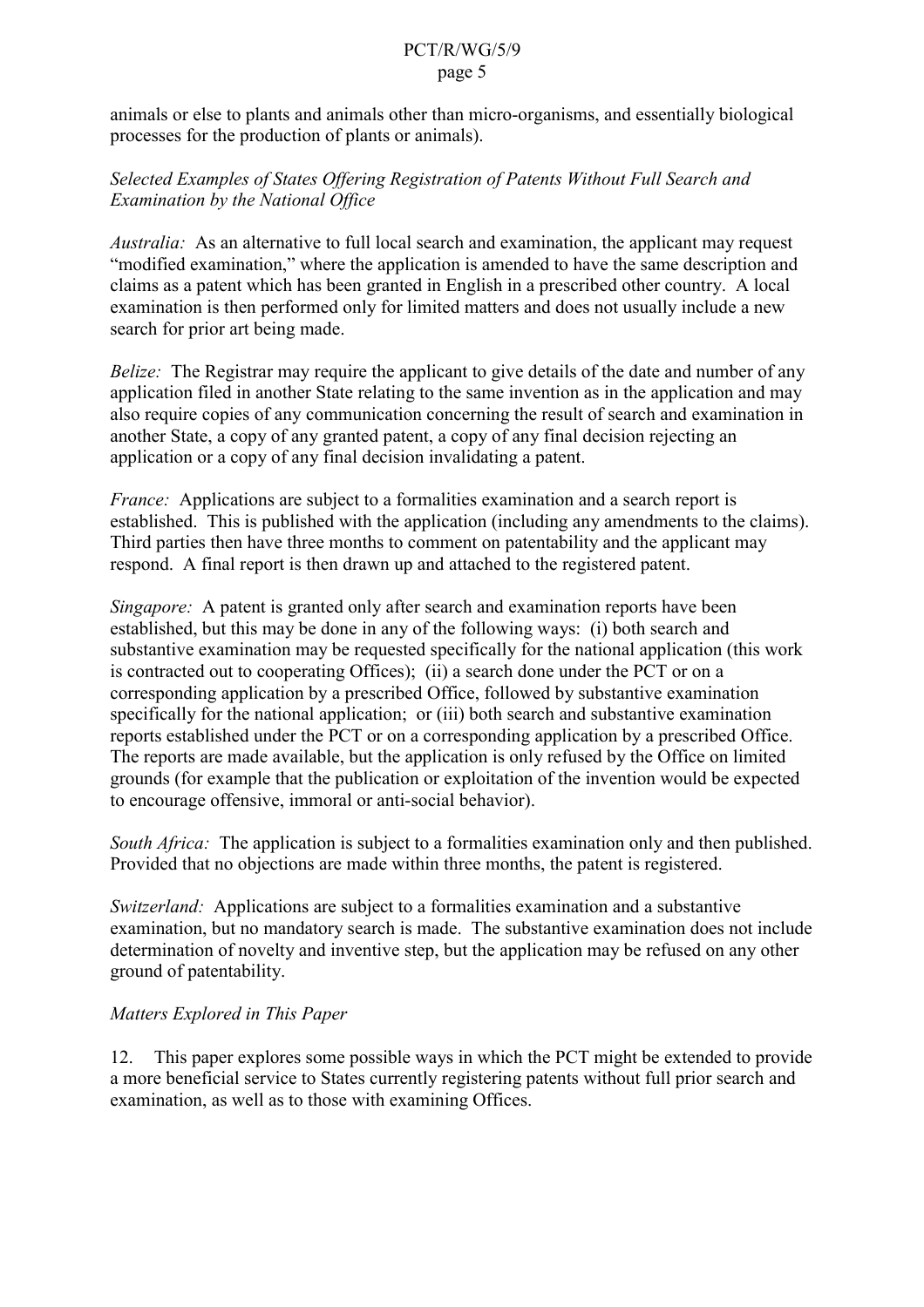animals or else to plants and animals other than micro-organisms, and essentially biological processes for the production of plants or animals).

*Selected Examples of States Offering Registration of Patents Without Full Search and Examination by the National Office*

*Australia:* As an alternative to full local search and examination, the applicant may request "modified examination," where the application is amended to have the same description and claims as a patent which has been granted in English in a prescribed other country. A local examination is then performed only for limited matters and does not usually include a new search for prior art being made.

*Belize:* The Registrar may require the applicant to give details of the date and number of any application filed in another State relating to the same invention as in the application and may also require copies of any communication concerning the result of search and examination in another State, a copy of any granted patent, a copy of any final decision rejecting an application or a copy of any final decision invalidating a patent.

*France:* Applications are subject to a formalities examination and a search report is established. This is published with the application (including any amendments to the claims). Third parties then have three months to comment on patentability and the applicant may respond. A final report is then drawn up and attached to the registered patent.

*Singapore:* A patent is granted only after search and examination reports have been established, but this may be done in any of the following ways: (i) both search and substantive examination may be requested specifically for the national application (this work is contracted out to cooperating Offices); (ii) a search done under the PCT or on a corresponding application by a prescribed Office, followed by substantive examination specifically for the national application; or (iii) both search and substantive examination reports established under the PCT or on a corresponding application by a prescribed Office. The reports are made available, but the application is only refused by the Office on limited grounds (for example that the publication or exploitation of the invention would be expected to encourage offensive, immoral or anti-social behavior).

*South Africa:* The application is subject to a formalities examination only and then published. Provided that no objections are made within three months, the patent is registered.

*Switzerland:* Applications are subject to a formalities examination and a substantive examination, but no mandatory search is made. The substantive examination does not include determination of novelty and inventive step, but the application may be refused on any other ground of patentability.

*Matters Explored in This Paper*

12. This paper explores some possible ways in which the PCT might be extended to provide a more beneficial service to States currently registering patents without full prior search and examination, as well as to those with examining Offices.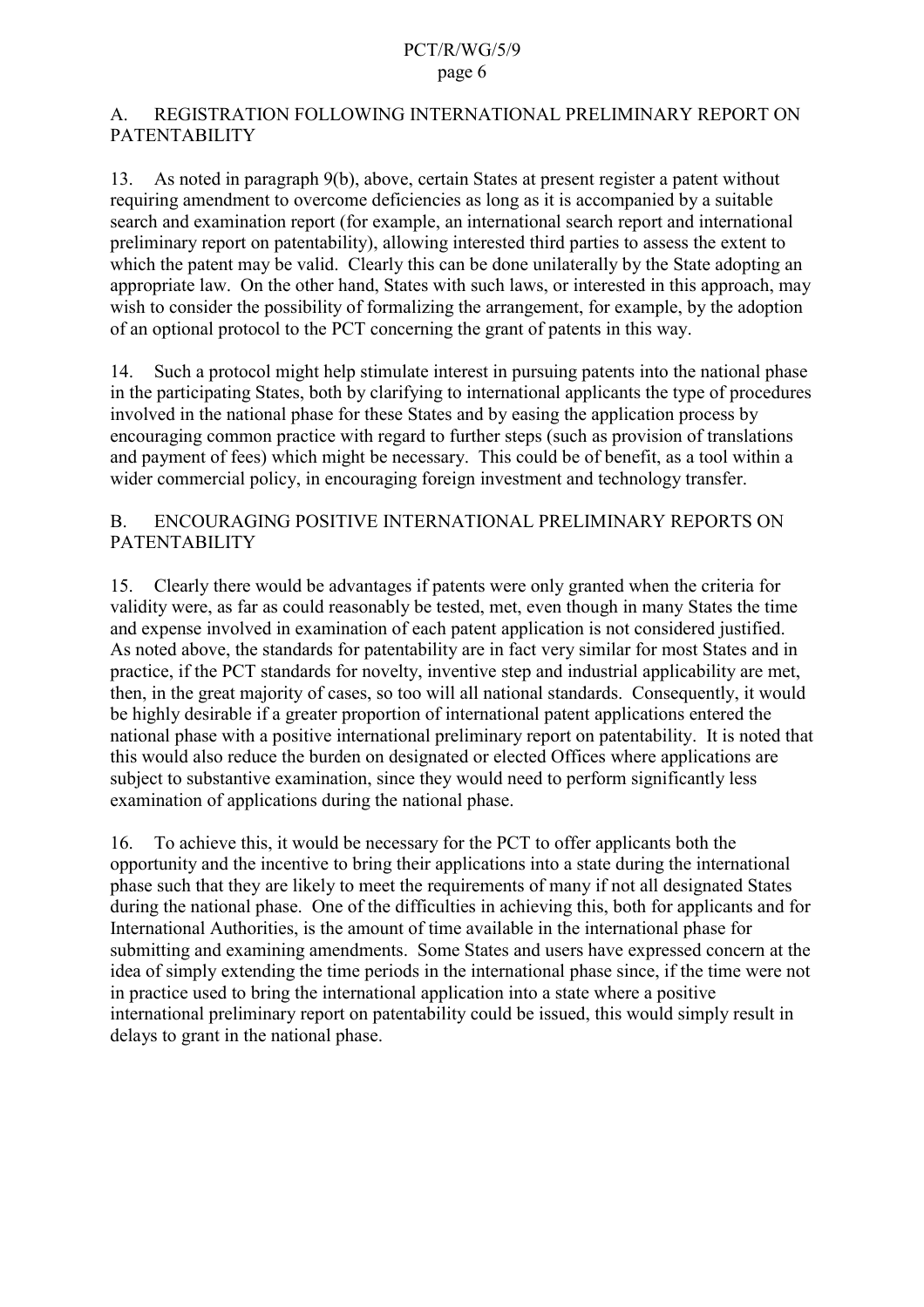## A. REGISTRATION FOLLOWING INTERNATIONAL PRELIMINARY REPORT ON PATENTABILITY

13. As noted in paragraph 9(b), above, certain States at present register a patent without requiring amendment to overcome deficiencies as long as it is accompanied by a suitable search and examination report (for example, an international search report and international preliminary report on patentability), allowing interested third parties to assess the extent to which the patent may be valid. Clearly this can be done unilaterally by the State adopting an appropriate law. On the other hand, States with such laws, or interested in this approach, may wish to consider the possibility of formalizing the arrangement, for example, by the adoption of an optional protocol to the PCT concerning the grant of patents in this way.

14. Such a protocol might help stimulate interest in pursuing patents into the national phase in the participating States, both by clarifying to international applicants the type of procedures involved in the national phase for these States and by easing the application process by encouraging common practice with regard to further steps (such as provision of translations and payment of fees) which might be necessary. This could be of benefit, as a tool within a wider commercial policy, in encouraging foreign investment and technology transfer.

## B. ENCOURAGING POSITIVE INTERNATIONAL PRELIMINARY REPORTS ON PATENTABILITY

15. Clearly there would be advantages if patents were only granted when the criteria for validity were, as far as could reasonably be tested, met, even though in many States the time and expense involved in examination of each patent application is not considered justified. As noted above, the standards for patentability are in fact very similar for most States and in practice, if the PCT standards for novelty, inventive step and industrial applicability are met, then, in the great majority of cases, so too will all national standards. Consequently, it would be highly desirable if a greater proportion of international patent applications entered the national phase with a positive international preliminary report on patentability. It is noted that this would also reduce the burden on designated or elected Offices where applications are subject to substantive examination, since they would need to perform significantly less examination of applications during the national phase.

16. To achieve this, it would be necessary for the PCT to offer applicants both the opportunity and the incentive to bring their applications into a state during the international phase such that they are likely to meet the requirements of many if not all designated States during the national phase. One of the difficulties in achieving this, both for applicants and for International Authorities, is the amount of time available in the international phase for submitting and examining amendments. Some States and users have expressed concern at the idea of simply extending the time periods in the international phase since, if the time were not in practice used to bring the international application into a state where a positive international preliminary report on patentability could be issued, this would simply result in delays to grant in the national phase.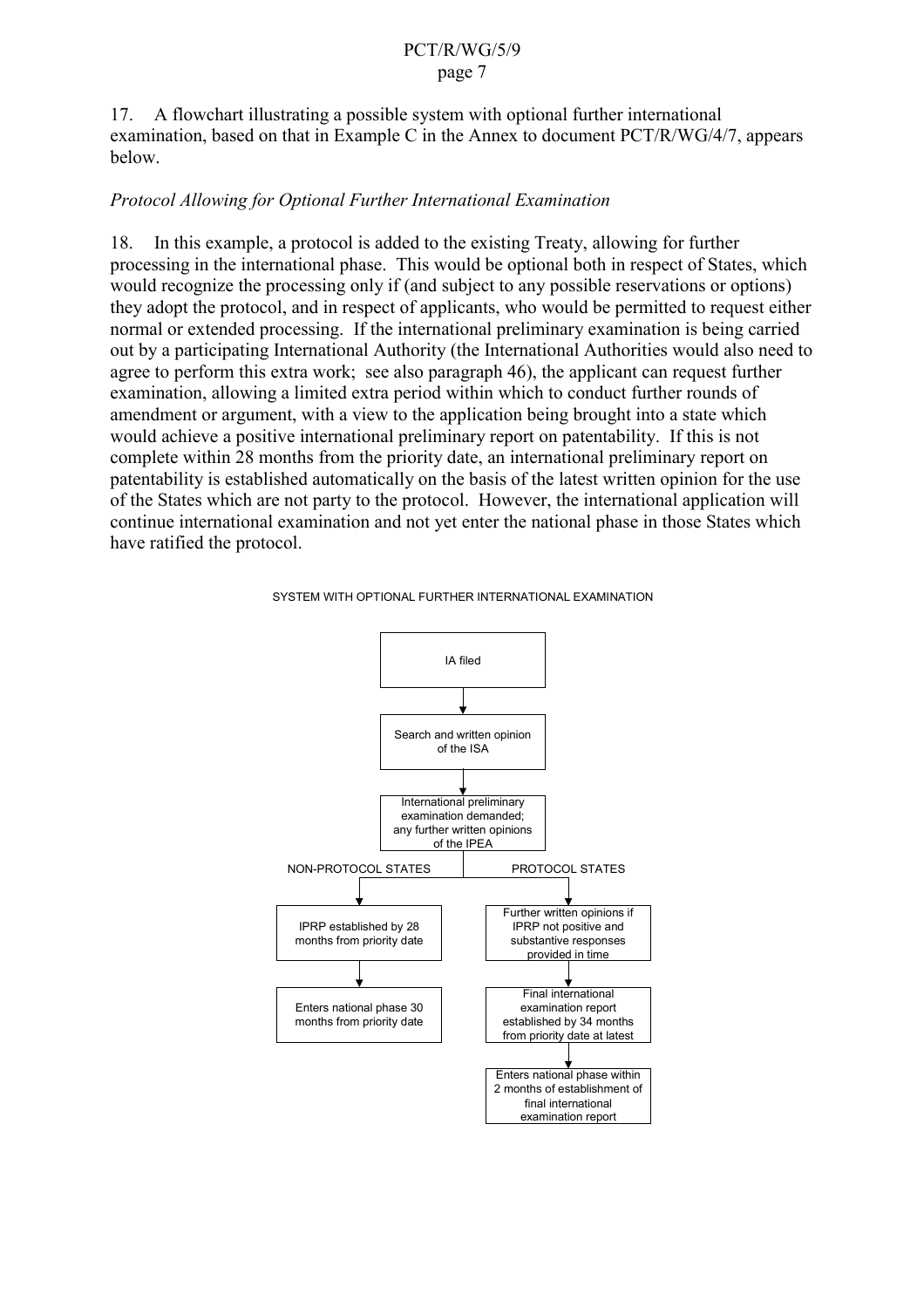17. A flowchart illustrating a possible system with optional further international examination, based on that in Example C in the Annex to document PCT/R/WG/4/7, appears below.

*Protocol Allowing for Optional Further International Examination*

18. In this example, a protocol is added to the existing Treaty, allowing for further processing in the international phase. This would be optional both in respect of States, which would recognize the processing only if (and subject to any possible reservations or options) they adopt the protocol, and in respect of applicants, who would be permitted to request either normal or extended processing. If the international preliminary examination is being carried out by a participating International Authority (the International Authorities would also need to agree to perform this extra work; see also paragraph 46), the applicant can request further examination, allowing a limited extra period within which to conduct further rounds of amendment or argument, with a view to the application being brought into a state which would achieve a positive international preliminary report on patentability. If this is not complete within 28 months from the priority date, an international preliminary report on patentability is established automatically on the basis of the latest written opinion for the use of the States which are not party to the protocol. However, the international application will continue international examination and not yet enter the national phase in those States which have ratified the protocol.

SYSTEM WITH OPTIONAL FURTHER INTERNATIONAL EXAMINATION

IA filed
↓
Search and written opinion of the ISA
↓
International preliminary examination demanded; any further written opinions of the IPEA

NON-PROTOCOL STATES
↓
IPRP established by 28 months from priority date
↓
Enters national phase 30 months from priority date

PROTOCOL STATES
↓
Further written opinions if IPRP not positive and substantive responses provided in time
↓
Final international examination report established by 34 months from priority date at latest
↓
Enters national phase within 2 months of establishment of final international examination report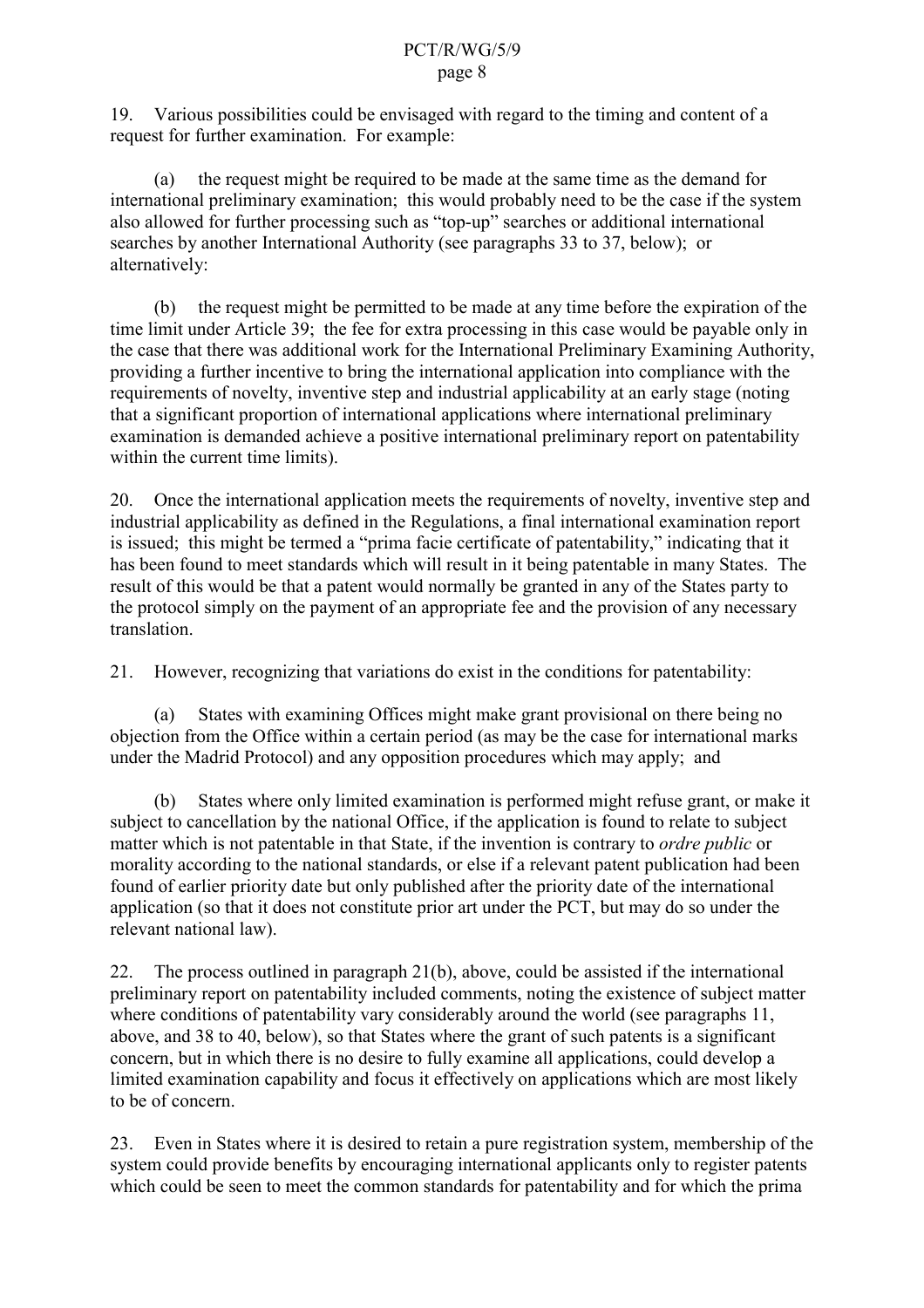19. Various possibilities could be envisaged with regard to the timing and content of a request for further examination. For example:

(a) the request might be required to be made at the same time as the demand for international preliminary examination; this would probably need to be the case if the system also allowed for further processing such as "top-up" searches or additional international searches by another International Authority (see paragraphs 33 to 37, below); or alternatively:

(b) the request might be permitted to be made at any time before the expiration of the time limit under Article 39; the fee for extra processing in this case would be payable only in the case that there was additional work for the International Preliminary Examining Authority, providing a further incentive to bring the international application into compliance with the requirements of novelty, inventive step and industrial applicability at an early stage (noting that a significant proportion of international applications where international preliminary examination is demanded achieve a positive international preliminary report on patentability within the current time limits).

20. Once the international application meets the requirements of novelty, inventive step and industrial applicability as defined in the Regulations, a final international examination report is issued; this might be termed a "prima facie certificate of patentability," indicating that it has been found to meet standards which will result in it being patentable in many States. The result of this would be that a patent would normally be granted in any of the States party to the protocol simply on the payment of an appropriate fee and the provision of any necessary translation.

21. However, recognizing that variations do exist in the conditions for patentability:

(a) States with examining Offices might make grant provisional on there being no objection from the Office within a certain period (as may be the case for international marks under the Madrid Protocol) and any opposition procedures which may apply; and

(b) States where only limited examination is performed might refuse grant, or make it subject to cancellation by the national Office, if the application is found to relate to subject matter which is not patentable in that State, if the invention is contrary to *ordre public* or morality according to the national standards, or else if a relevant patent publication had been found of earlier priority date but only published after the priority date of the international application (so that it does not constitute prior art under the PCT, but may do so under the relevant national law).

22. The process outlined in paragraph 21(b), above, could be assisted if the international preliminary report on patentability included comments, noting the existence of subject matter where conditions of patentability vary considerably around the world (see paragraphs 11, above, and 38 to 40, below), so that States where the grant of such patents is a significant concern, but in which there is no desire to fully examine all applications, could develop a limited examination capability and focus it effectively on applications which are most likely to be of concern.

23. Even in States where it is desired to retain a pure registration system, membership of the system could provide benefits by encouraging international applicants only to register patents which could be seen to meet the common standards for patentability and for which the prima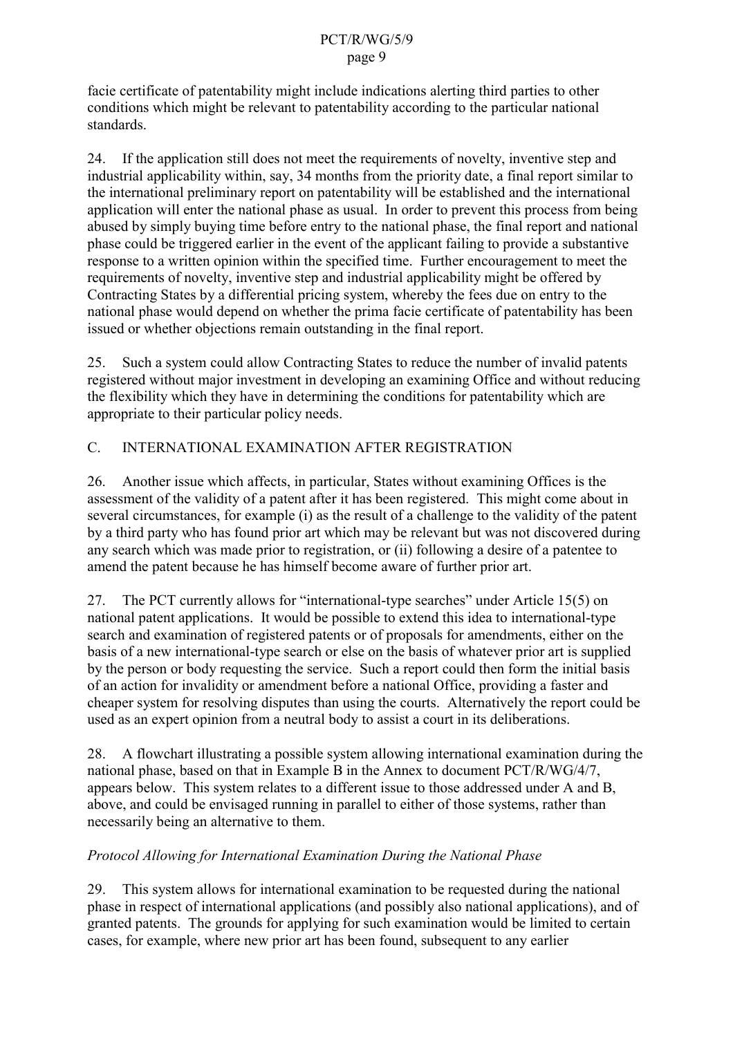facie certificate of patentability might include indications alerting third parties to other conditions which might be relevant to patentability according to the particular national standards.

24. If the application still does not meet the requirements of novelty, inventive step and industrial applicability within, say, 34 months from the priority date, a final report similar to the international preliminary report on patentability will be established and the international application will enter the national phase as usual. In order to prevent this process from being abused by simply buying time before entry to the national phase, the final report and national phase could be triggered earlier in the event of the applicant failing to provide a substantive response to a written opinion within the specified time. Further encouragement to meet the requirements of novelty, inventive step and industrial applicability might be offered by Contracting States by a differential pricing system, whereby the fees due on entry to the national phase would depend on whether the prima facie certificate of patentability has been issued or whether objections remain outstanding in the final report.

25. Such a system could allow Contracting States to reduce the number of invalid patents registered without major investment in developing an examining Office and without reducing the flexibility which they have in determining the conditions for patentability which are appropriate to their particular policy needs.

## C. INTERNATIONAL EXAMINATION AFTER REGISTRATION

26. Another issue which affects, in particular, States without examining Offices is the assessment of the validity of a patent after it has been registered. This might come about in several circumstances, for example (i) as the result of a challenge to the validity of the patent by a third party who has found prior art which may be relevant but was not discovered during any search which was made prior to registration, or (ii) following a desire of a patentee to amend the patent because he has himself become aware of further prior art.

27. The PCT currently allows for "international-type searches" under Article 15(5) on national patent applications. It would be possible to extend this idea to international-type search and examination of registered patents or of proposals for amendments, either on the basis of a new international-type search or else on the basis of whatever prior art is supplied by the person or body requesting the service. Such a report could then form the initial basis of an action for invalidity or amendment before a national Office, providing a faster and cheaper system for resolving disputes than using the courts. Alternatively the report could be used as an expert opinion from a neutral body to assist a court in its deliberations.

28. A flowchart illustrating a possible system allowing international examination during the national phase, based on that in Example B in the Annex to document PCT/R/WG/4/7, appears below. This system relates to a different issue to those addressed under A and B, above, and could be envisaged running in parallel to either of those systems, rather than necessarily being an alternative to them.

*Protocol Allowing for International Examination During the National Phase*

29. This system allows for international examination to be requested during the national phase in respect of international applications (and possibly also national applications), and of granted patents. The grounds for applying for such examination would be limited to certain cases, for example, where new prior art has been found, subsequent to any earlier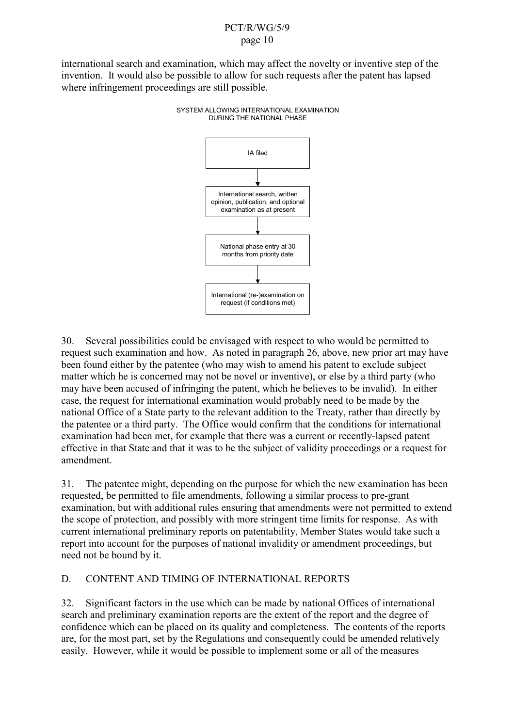international search and examination, which may affect the novelty or inventive step of the invention. It would also be possible to allow for such requests after the patent has lapsed where infringement proceedings are still possible.

SYSTEM ALLOWING INTERNATIONAL EXAMINATION DURING THE NATIONAL PHASE

IA filed

↓

International search, written opinion, publication, and optional examination as at present

↓

National phase entry at 30 months from priority date

↓

International (re-)examination on request (if conditions met)

30. Several possibilities could be envisaged with respect to who would be permitted to request such examination and how. As noted in paragraph 26, above, new prior art may have been found either by the patentee (who may wish to amend his patent to exclude subject matter which he is concerned may not be novel or inventive), or else by a third party (who may have been accused of infringing the patent, which he believes to be invalid). In either case, the request for international examination would probably need to be made by the national Office of a State party to the relevant addition to the Treaty, rather than directly by the patentee or a third party. The Office would confirm that the conditions for international examination had been met, for example that there was a current or recently-lapsed patent effective in that State and that it was to be the subject of validity proceedings or a request for amendment.

31. The patentee might, depending on the purpose for which the new examination has been requested, be permitted to file amendments, following a similar process to pre-grant examination, but with additional rules ensuring that amendments were not permitted to extend the scope of protection, and possibly with more stringent time limits for response. As with current international preliminary reports on patentability, Member States would take such a report into account for the purposes of national invalidity or amendment proceedings, but need not be bound by it.

## D. CONTENT AND TIMING OF INTERNATIONAL REPORTS

32. Significant factors in the use which can be made by national Offices of international search and preliminary examination reports are the extent of the report and the degree of confidence which can be placed on its quality and completeness. The contents of the reports are, for the most part, set by the Regulations and consequently could be amended relatively easily. However, while it would be possible to implement some or all of the measures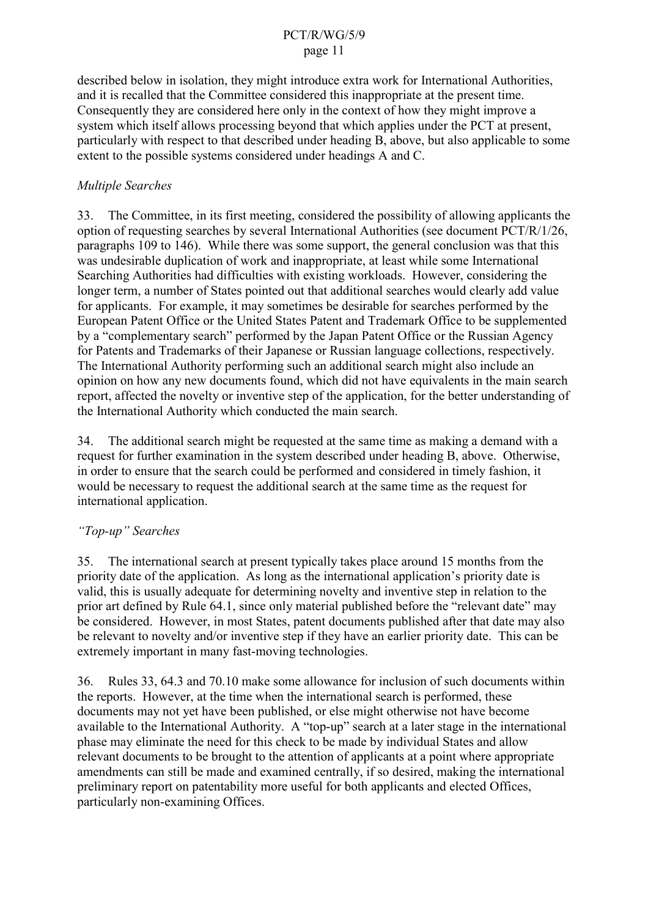described below in isolation, they might introduce extra work for International Authorities, and it is recalled that the Committee considered this inappropriate at the present time. Consequently they are considered here only in the context of how they might improve a system which itself allows processing beyond that which applies under the PCT at present, particularly with respect to that described under heading B, above, but also applicable to some extent to the possible systems considered under headings A and C.

*Multiple Searches*

33. The Committee, in its first meeting, considered the possibility of allowing applicants the option of requesting searches by several International Authorities (see document PCT/R/1/26, paragraphs 109 to 146). While there was some support, the general conclusion was that this was undesirable duplication of work and inappropriate, at least while some International Searching Authorities had difficulties with existing workloads. However, considering the longer term, a number of States pointed out that additional searches would clearly add value for applicants. For example, it may sometimes be desirable for searches performed by the European Patent Office or the United States Patent and Trademark Office to be supplemented by a "complementary search" performed by the Japan Patent Office or the Russian Agency for Patents and Trademarks of their Japanese or Russian language collections, respectively. The International Authority performing such an additional search might also include an opinion on how any new documents found, which did not have equivalents in the main search report, affected the novelty or inventive step of the application, for the better understanding of the International Authority which conducted the main search.

34. The additional search might be requested at the same time as making a demand with a request for further examination in the system described under heading B, above. Otherwise, in order to ensure that the search could be performed and considered in timely fashion, it would be necessary to request the additional search at the same time as the request for international application.

*"Top-up" Searches*

35. The international search at present typically takes place around 15 months from the priority date of the application. As long as the international application's priority date is valid, this is usually adequate for determining novelty and inventive step in relation to the prior art defined by Rule 64.1, since only material published before the "relevant date" may be considered. However, in most States, patent documents published after that date may also be relevant to novelty and/or inventive step if they have an earlier priority date. This can be extremely important in many fast-moving technologies.

36. Rules 33, 64.3 and 70.10 make some allowance for inclusion of such documents within the reports. However, at the time when the international search is performed, these documents may not yet have been published, or else might otherwise not have become available to the International Authority. A "top-up" search at a later stage in the international phase may eliminate the need for this check to be made by individual States and allow relevant documents to be brought to the attention of applicants at a point where appropriate amendments can still be made and examined centrally, if so desired, making the international preliminary report on patentability more useful for both applicants and elected Offices, particularly non-examining Offices.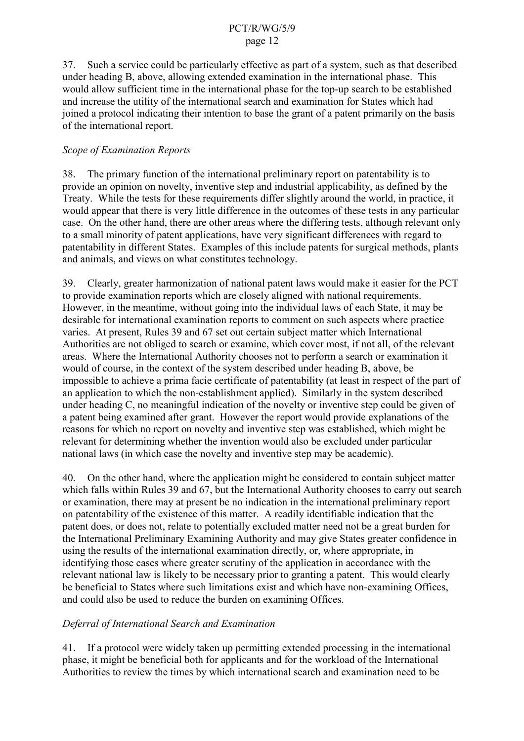37. Such a service could be particularly effective as part of a system, such as that described under heading B, above, allowing extended examination in the international phase. This would allow sufficient time in the international phase for the top-up search to be established and increase the utility of the international search and examination for States which had joined a protocol indicating their intention to base the grant of a patent primarily on the basis of the international report.

*Scope of Examination Reports*

38. The primary function of the international preliminary report on patentability is to provide an opinion on novelty, inventive step and industrial applicability, as defined by the Treaty. While the tests for these requirements differ slightly around the world, in practice, it would appear that there is very little difference in the outcomes of these tests in any particular case. On the other hand, there are other areas where the differing tests, although relevant only to a small minority of patent applications, have very significant differences with regard to patentability in different States. Examples of this include patents for surgical methods, plants and animals, and views on what constitutes technology.

39. Clearly, greater harmonization of national patent laws would make it easier for the PCT to provide examination reports which are closely aligned with national requirements. However, in the meantime, without going into the individual laws of each State, it may be desirable for international examination reports to comment on such aspects where practice varies. At present, Rules 39 and 67 set out certain subject matter which International Authorities are not obliged to search or examine, which cover most, if not all, of the relevant areas. Where the International Authority chooses not to perform a search or examination it would of course, in the context of the system described under heading B, above, be impossible to achieve a prima facie certificate of patentability (at least in respect of the part of an application to which the non-establishment applied). Similarly in the system described under heading C, no meaningful indication of the novelty or inventive step could be given of a patent being examined after grant. However the report would provide explanations of the reasons for which no report on novelty and inventive step was established, which might be relevant for determining whether the invention would also be excluded under particular national laws (in which case the novelty and inventive step may be academic).

40. On the other hand, where the application might be considered to contain subject matter which falls within Rules 39 and 67, but the International Authority chooses to carry out search or examination, there may at present be no indication in the international preliminary report on patentability of the existence of this matter. A readily identifiable indication that the patent does, or does not, relate to potentially excluded matter need not be a great burden for the International Preliminary Examining Authority and may give States greater confidence in using the results of the international examination directly, or, where appropriate, in identifying those cases where greater scrutiny of the application in accordance with the relevant national law is likely to be necessary prior to granting a patent. This would clearly be beneficial to States where such limitations exist and which have non-examining Offices, and could also be used to reduce the burden on examining Offices.

*Deferral of International Search and Examination*

41. If a protocol were widely taken up permitting extended processing in the international phase, it might be beneficial both for applicants and for the workload of the International Authorities to review the times by which international search and examination need to be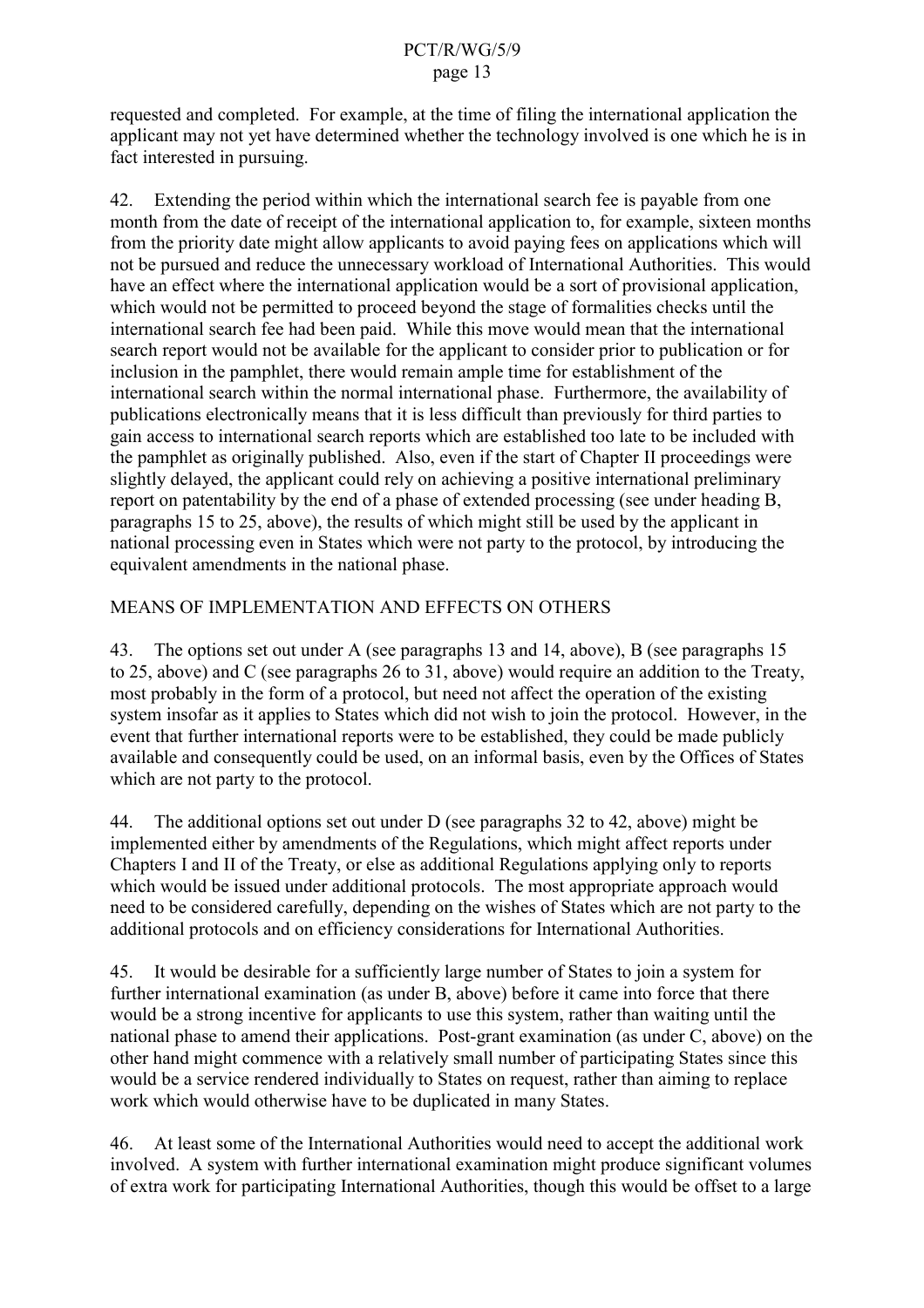requested and completed. For example, at the time of filing the international application the applicant may not yet have determined whether the technology involved is one which he is in fact interested in pursuing.

42. Extending the period within which the international search fee is payable from one month from the date of receipt of the international application to, for example, sixteen months from the priority date might allow applicants to avoid paying fees on applications which will not be pursued and reduce the unnecessary workload of International Authorities. This would have an effect where the international application would be a sort of provisional application, which would not be permitted to proceed beyond the stage of formalities checks until the international search fee had been paid. While this move would mean that the international search report would not be available for the applicant to consider prior to publication or for inclusion in the pamphlet, there would remain ample time for establishment of the international search within the normal international phase. Furthermore, the availability of publications electronically means that it is less difficult than previously for third parties to gain access to international search reports which are established too late to be included with the pamphlet as originally published. Also, even if the start of Chapter II proceedings were slightly delayed, the applicant could rely on achieving a positive international preliminary report on patentability by the end of a phase of extended processing (see under heading B, paragraphs 15 to 25, above), the results of which might still be used by the applicant in national processing even in States which were not party to the protocol, by introducing the equivalent amendments in the national phase.

## MEANS OF IMPLEMENTATION AND EFFECTS ON OTHERS

43. The options set out under A (see paragraphs 13 and 14, above), B (see paragraphs 15 to 25, above) and C (see paragraphs 26 to 31, above) would require an addition to the Treaty, most probably in the form of a protocol, but need not affect the operation of the existing system insofar as it applies to States which did not wish to join the protocol. However, in the event that further international reports were to be established, they could be made publicly available and consequently could be used, on an informal basis, even by the Offices of States which are not party to the protocol.

44. The additional options set out under D (see paragraphs 32 to 42, above) might be implemented either by amendments of the Regulations, which might affect reports under Chapters I and II of the Treaty, or else as additional Regulations applying only to reports which would be issued under additional protocols. The most appropriate approach would need to be considered carefully, depending on the wishes of States which are not party to the additional protocols and on efficiency considerations for International Authorities.

45. It would be desirable for a sufficiently large number of States to join a system for further international examination (as under B, above) before it came into force that there would be a strong incentive for applicants to use this system, rather than waiting until the national phase to amend their applications. Post-grant examination (as under C, above) on the other hand might commence with a relatively small number of participating States since this would be a service rendered individually to States on request, rather than aiming to replace work which would otherwise have to be duplicated in many States.

46. At least some of the International Authorities would need to accept the additional work involved. A system with further international examination might produce significant volumes of extra work for participating International Authorities, though this would be offset to a large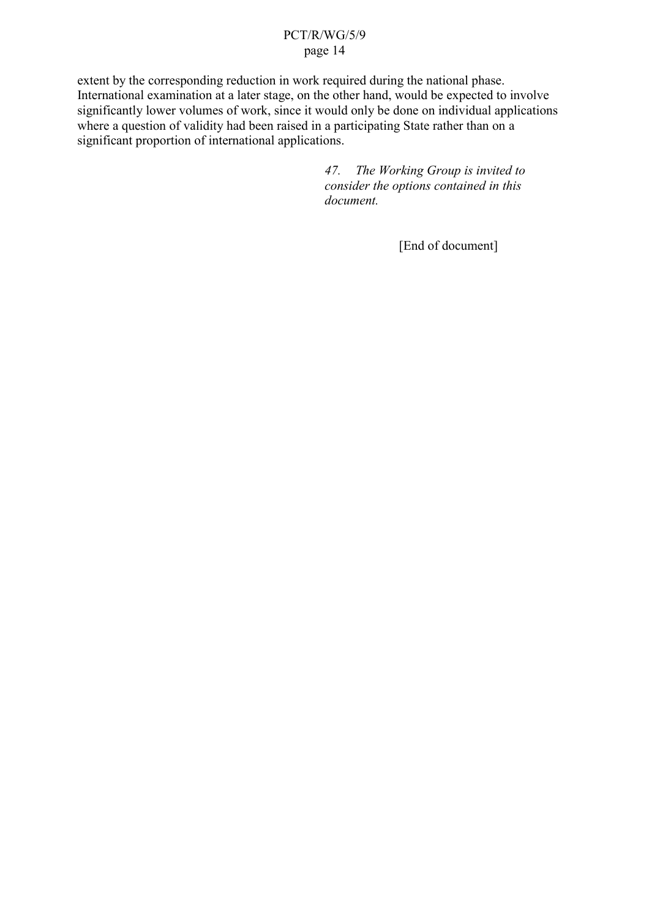extent by the corresponding reduction in work required during the national phase. International examination at a later stage, on the other hand, would be expected to involve significantly lower volumes of work, since it would only be done on individual applications where a question of validity had been raised in a participating State rather than on a significant proportion of international applications.

*47. The Working Group is invited to consider the options contained in this document.*

[End of document]